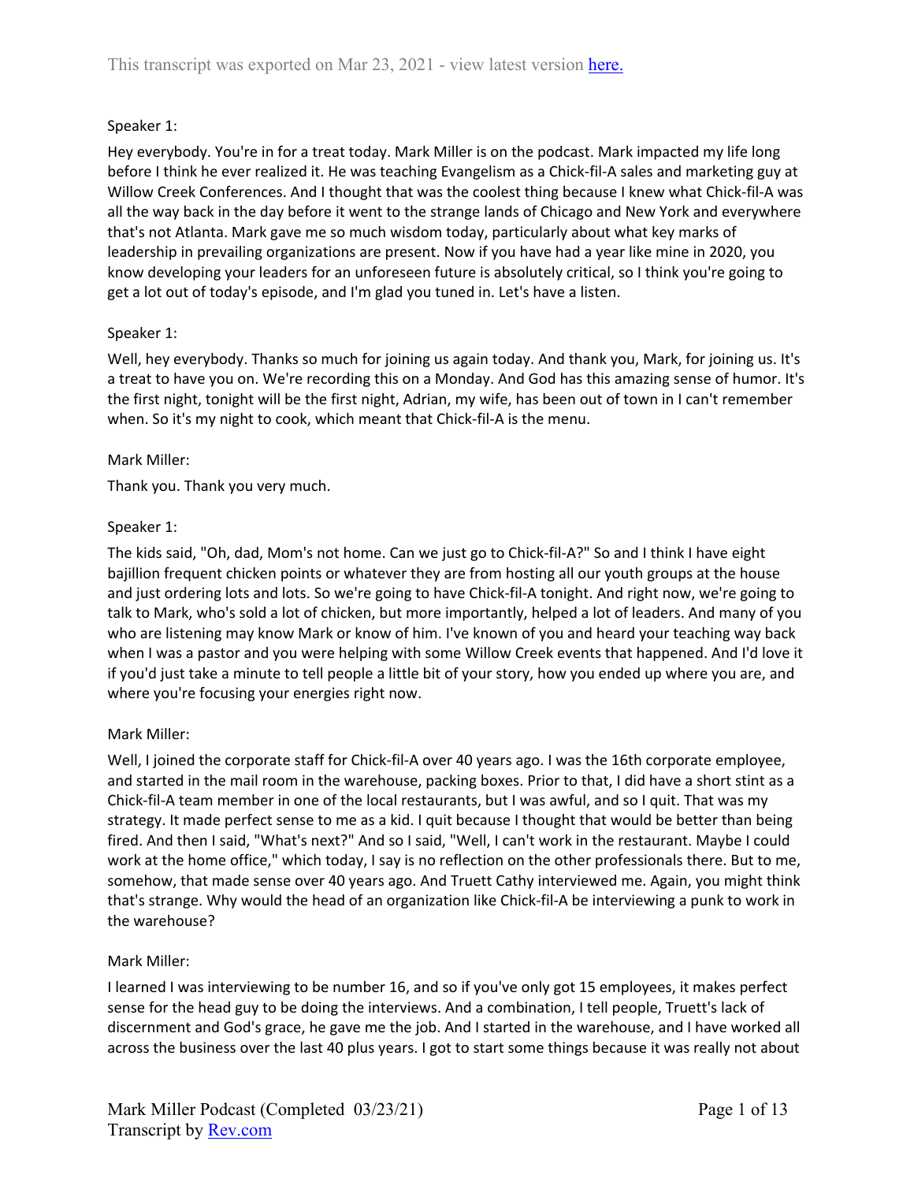Speaker 1:

Hey everybody. You're in for a treat today. Mark Miller is on the podcast. Mark impacted my life long before I think he ever realized it. He was teaching Evangelism as a Chick-fil-A sales and marketing guy at Willow Creek Conferences. And I thought that was the coolest thing because I knew what Chick-fil-A was all the way back in the day before it went to the strange lands of Chicago and New York and everywhere that's not Atlanta. Mark gave me so much wisdom today, particularly about what key marks of leadership in prevailing organizations are present. Now if you have had a year like mine in 2020, you know developing your leaders for an unforeseen future is absolutely critical, so I think you're going to get a lot out of today's episode, and I'm glad you tuned in. Let's have a listen.

Speaker 1:

Well, hey everybody. Thanks so much for joining us again today. And thank you, Mark, for joining us. It's a treat to have you on. We're recording this on a Monday. And God has this amazing sense of humor. It's the first night, tonight will be the first night, Adrian, my wife, has been out of town in I can't remember when. So it's my night to cook, which meant that Chick-fil-A is the menu.

Mark Miller:

Thank you. Thank you very much.

Speaker 1:

The kids said, "Oh, dad, Mom's not home. Can we just go to Chick-fil-A?" So and I think I have eight bajillion frequent chicken points or whatever they are from hosting all our youth groups at the house and just ordering lots and lots. So we're going to have Chick-fil-A tonight. And right now, we're going to talk to Mark, who's sold a lot of chicken, but more importantly, helped a lot of leaders. And many of you who are listening may know Mark or know of him. I've known of you and heard your teaching way back when I was a pastor and you were helping with some Willow Creek events that happened. And I'd love it if you'd just take a minute to tell people a little bit of your story, how you ended up where you are, and where you're focusing your energies right now.

Mark Miller:

Well, I joined the corporate staff for Chick-fil-A over 40 years ago. I was the 16th corporate employee, and started in the mail room in the warehouse, packing boxes. Prior to that, I did have a short stint as a Chick-fil-A team member in one of the local restaurants, but I was awful, and so I quit. That was my strategy. It made perfect sense to me as a kid. I quit because I thought that would be better than being fired. And then I said, "What's next?" And so I said, "Well, I can't work in the restaurant. Maybe I could work at the home office," which today, I say is no reflection on the other professionals there. But to me, somehow, that made sense over 40 years ago. And Truett Cathy interviewed me. Again, you might think that's strange. Why would the head of an organization like Chick-fil-A be interviewing a punk to work in the warehouse?

Mark Miller:

I learned I was interviewing to be number 16, and so if you've only got 15 employees, it makes perfect sense for the head guy to be doing the interviews. And a combination, I tell people, Truett's lack of discernment and God's grace, he gave me the job. And I started in the warehouse, and I have worked all across the business over the last 40 plus years. I got to start some things because it was really not about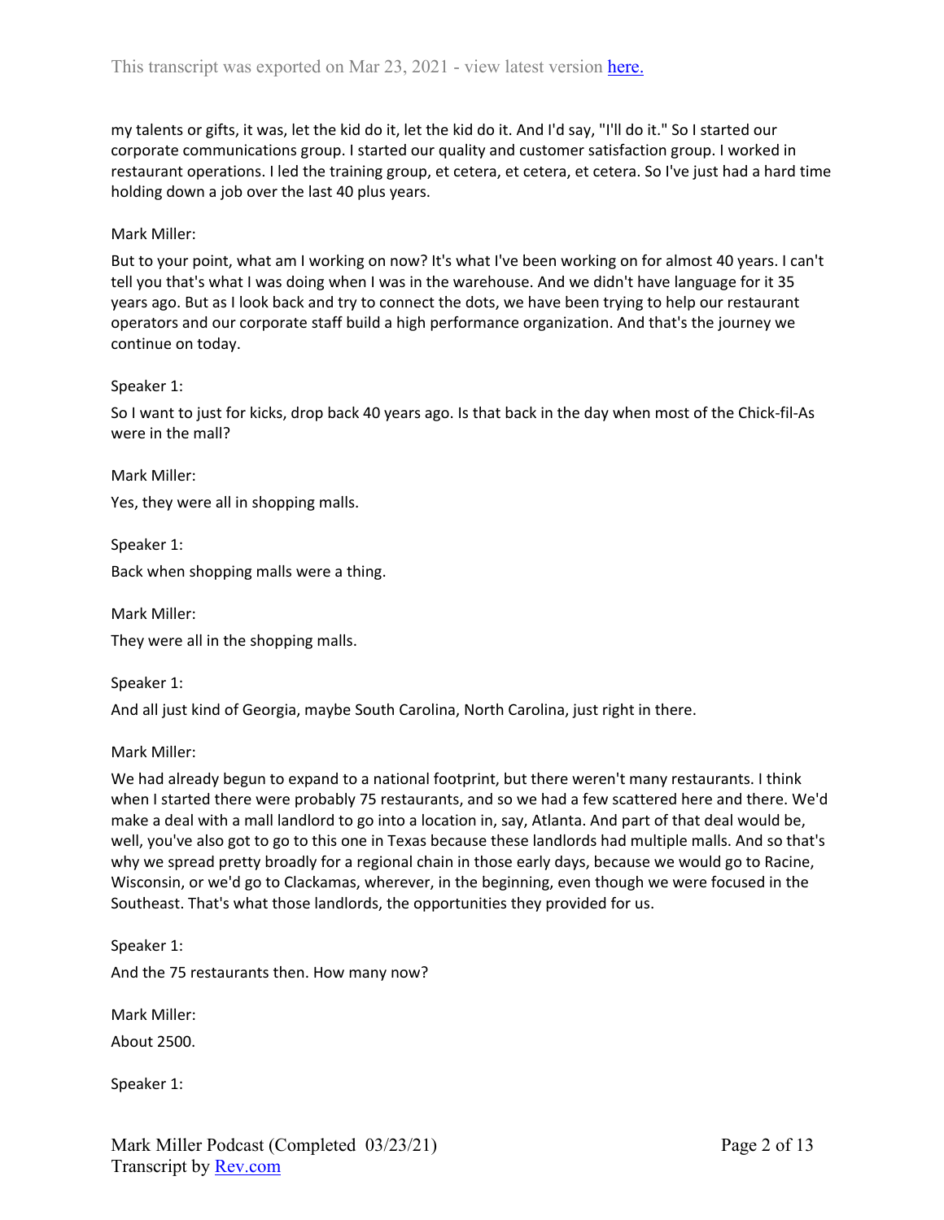my talents or gifts, it was, let the kid do it, let the kid do it. And I'd say, "I'll do it." So I started our corporate communications group. I started our quality and customer satisfaction group. I worked in restaurant operations. I led the training group, et cetera, et cetera, et cetera. So I've just had a hard time holding down a job over the last 40 plus years.

Mark Miller:

But to your point, what am I working on now? It's what I've been working on for almost 40 years. I can't tell you that's what I was doing when I was in the warehouse. And we didn't have language for it 35 years ago. But as I look back and try to connect the dots, we have been trying to help our restaurant operators and our corporate staff build a high performance organization. And that's the journey we continue on today.

Speaker 1:

So I want to just for kicks, drop back 40 years ago. Is that back in the day when most of the Chick-fil-As were in the mall?

Mark Miller:

Yes, they were all in shopping malls.

Speaker 1:

Back when shopping malls were a thing.

Mark Miller:

They were all in the shopping malls.

Speaker 1:

And all just kind of Georgia, maybe South Carolina, North Carolina, just right in there.

Mark Miller:

We had already begun to expand to a national footprint, but there weren't many restaurants. I think when I started there were probably 75 restaurants, and so we had a few scattered here and there. We'd make a deal with a mall landlord to go into a location in, say, Atlanta. And part of that deal would be, well, you've also got to go to this one in Texas because these landlords had multiple malls. And so that's why we spread pretty broadly for a regional chain in those early days, because we would go to Racine, Wisconsin, or we'd go to Clackamas, wherever, in the beginning, even though we were focused in the Southeast. That's what those landlords, the opportunities they provided for us.

Speaker 1:

And the 75 restaurants then. How many now?

Mark Miller:

About 2500.

Speaker 1: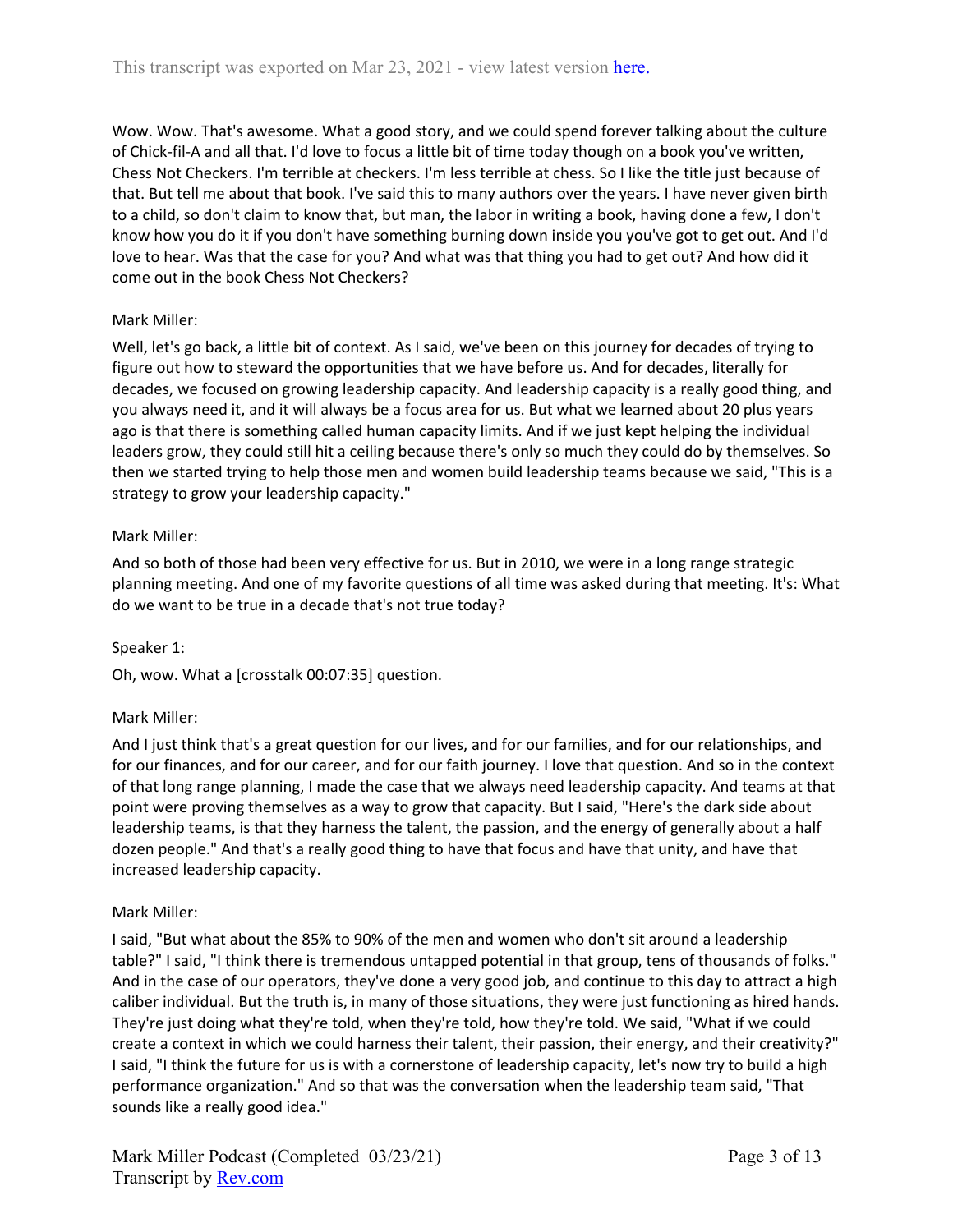Wow. Wow. That's awesome. What a good story, and we could spend forever talking about the culture of Chick-fil-A and all that. I'd love to focus a little bit of time today though on a book you've written, Chess Not Checkers. I'm terrible at checkers. I'm less terrible at chess. So I like the title just because of that. But tell me about that book. I've said this to many authors over the years. I have never given birth to a child, so don't claim to know that, but man, the labor in writing a book, having done a few, I don't know how you do it if you don't have something burning down inside you you've got to get out. And I'd love to hear. Was that the case for you? And what was that thing you had to get out? And how did it come out in the book Chess Not Checkers?

Mark Miller:

Well, let's go back, a little bit of context. As I said, we've been on this journey for decades of trying to figure out how to steward the opportunities that we have before us. And for decades, literally for decades, we focused on growing leadership capacity. And leadership capacity is a really good thing, and you always need it, and it will always be a focus area for us. But what we learned about 20 plus years ago is that there is something called human capacity limits. And if we just kept helping the individual leaders grow, they could still hit a ceiling because there's only so much they could do by themselves. So then we started trying to help those men and women build leadership teams because we said, "This is a strategy to grow your leadership capacity."

Mark Miller:

And so both of those had been very effective for us. But in 2010, we were in a long range strategic planning meeting. And one of my favorite questions of all time was asked during that meeting. It's: What do we want to be true in a decade that's not true today?

Speaker 1:

Oh, wow. What a [crosstalk 00:07:35] question.

Mark Miller:

And I just think that's a great question for our lives, and for our families, and for our relationships, and for our finances, and for our career, and for our faith journey. I love that question. And so in the context of that long range planning, I made the case that we always need leadership capacity. And teams at that point were proving themselves as a way to grow that capacity. But I said, "Here's the dark side about leadership teams, is that they harness the talent, the passion, and the energy of generally about a half dozen people." And that's a really good thing to have that focus and have that unity, and have that increased leadership capacity.

Mark Miller:

I said, "But what about the 85% to 90% of the men and women who don't sit around a leadership table?" I said, "I think there is tremendous untapped potential in that group, tens of thousands of folks." And in the case of our operators, they've done a very good job, and continue to this day to attract a high caliber individual. But the truth is, in many of those situations, they were just functioning as hired hands. They're just doing what they're told, when they're told, how they're told. We said, "What if we could create a context in which we could harness their talent, their passion, their energy, and their creativity?" I said, "I think the future for us is with a cornerstone of leadership capacity, let's now try to build a high performance organization." And so that was the conversation when the leadership team said, "That sounds like a really good idea."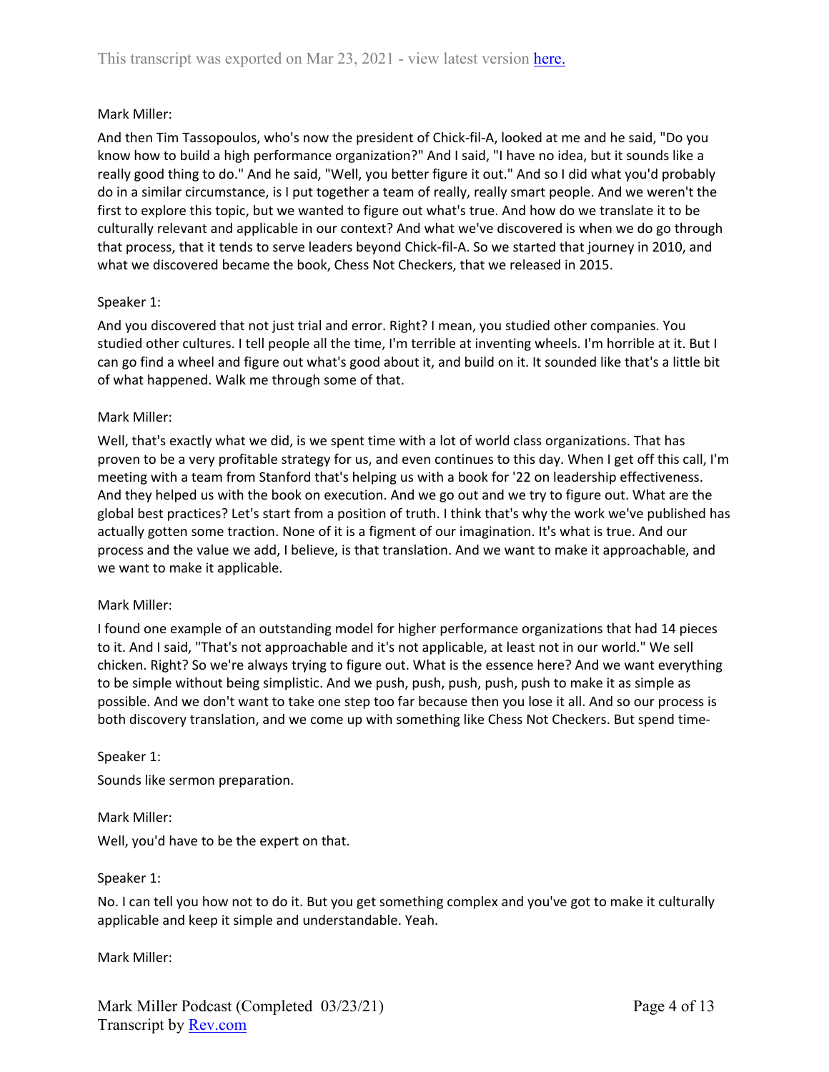Mark Miller:

And then Tim Tassopoulos, who's now the president of Chick-fil-A, looked at me and he said, "Do you know how to build a high performance organization?" And I said, "I have no idea, but it sounds like a really good thing to do." And he said, "Well, you better figure it out." And so I did what you'd probably do in a similar circumstance, is I put together a team of really, really smart people. And we weren't the first to explore this topic, but we wanted to figure out what's true. And how do we translate it to be culturally relevant and applicable in our context? And what we've discovered is when we do go through that process, that it tends to serve leaders beyond Chick-fil-A. So we started that journey in 2010, and what we discovered became the book, Chess Not Checkers, that we released in 2015.

Speaker 1:

And you discovered that not just trial and error. Right? I mean, you studied other companies. You studied other cultures. I tell people all the time, I'm terrible at inventing wheels. I'm horrible at it. But I can go find a wheel and figure out what's good about it, and build on it. It sounded like that's a little bit of what happened. Walk me through some of that.

Mark Miller:

Well, that's exactly what we did, is we spent time with a lot of world class organizations. That has proven to be a very profitable strategy for us, and even continues to this day. When I get off this call, I'm meeting with a team from Stanford that's helping us with a book for '22 on leadership effectiveness. And they helped us with the book on execution. And we go out and we try to figure out. What are the global best practices? Let's start from a position of truth. I think that's why the work we've published has actually gotten some traction. None of it is a figment of our imagination. It's what is true. And our process and the value we add, I believe, is that translation. And we want to make it approachable, and we want to make it applicable.

Mark Miller:

I found one example of an outstanding model for higher performance organizations that had 14 pieces to it. And I said, "That's not approachable and it's not applicable, at least not in our world." We sell chicken. Right? So we're always trying to figure out. What is the essence here? And we want everything to be simple without being simplistic. And we push, push, push, push, push to make it as simple as possible. And we don't want to take one step too far because then you lose it all. And so our process is both discovery translation, and we come up with something like Chess Not Checkers. But spend time-

Speaker 1:

Sounds like sermon preparation.

Mark Miller:

Well, you'd have to be the expert on that.

Speaker 1:

No. I can tell you how not to do it. But you get something complex and you've got to make it culturally applicable and keep it simple and understandable. Yeah.

Mark Miller: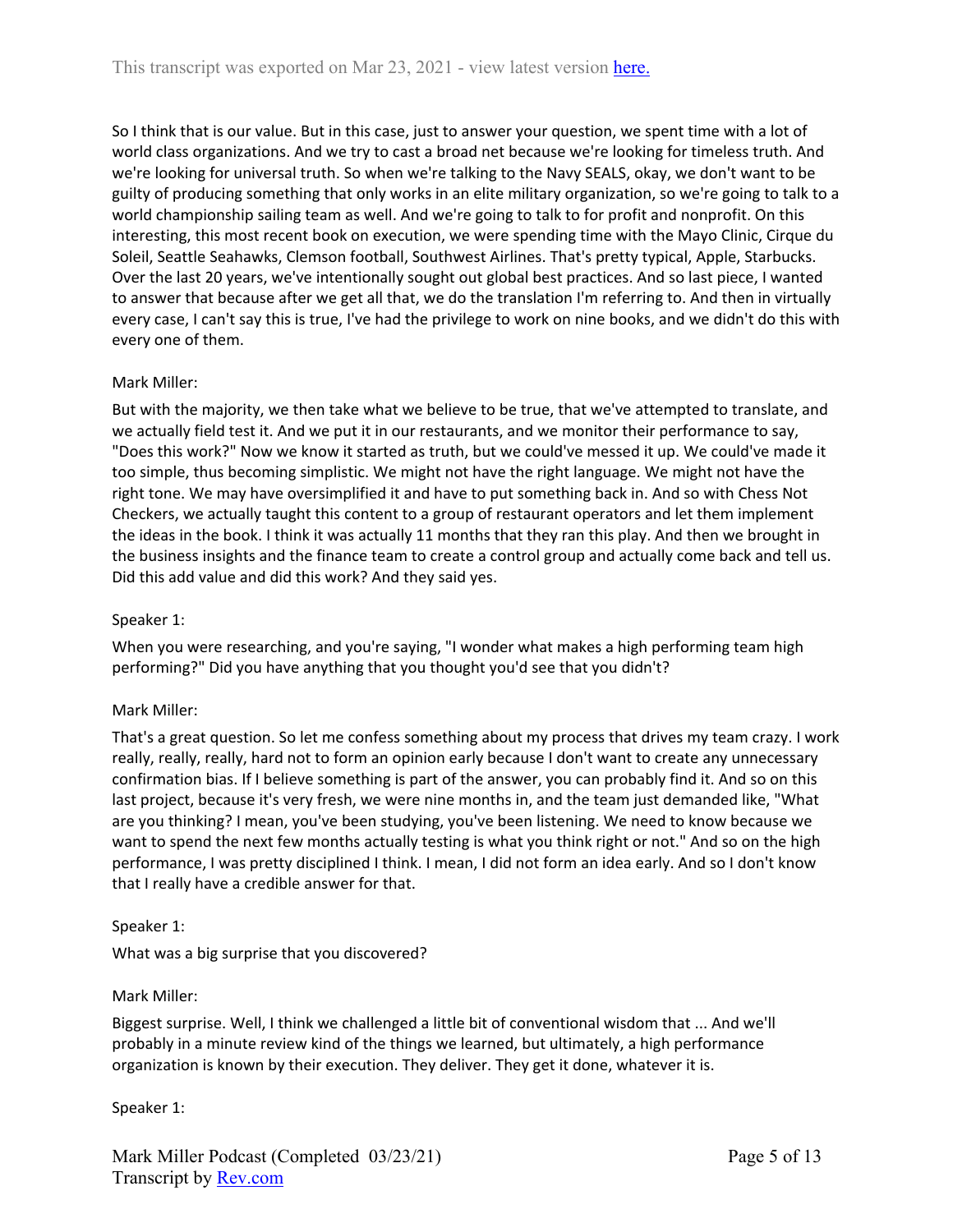So I think that is our value. But in this case, just to answer your question, we spent time with a lot of world class organizations. And we try to cast a broad net because we're looking for timeless truth. And we're looking for universal truth. So when we're talking to the Navy SEALS, okay, we don't want to be guilty of producing something that only works in an elite military organization, so we're going to talk to a world championship sailing team as well. And we're going to talk to for profit and nonprofit. On this interesting, this most recent book on execution, we were spending time with the Mayo Clinic, Cirque du Soleil, Seattle Seahawks, Clemson football, Southwest Airlines. That's pretty typical, Apple, Starbucks. Over the last 20 years, we've intentionally sought out global best practices. And so last piece, I wanted to answer that because after we get all that, we do the translation I'm referring to. And then in virtually every case, I can't say this is true, I've had the privilege to work on nine books, and we didn't do this with every one of them.

Mark Miller:

But with the majority, we then take what we believe to be true, that we've attempted to translate, and we actually field test it. And we put it in our restaurants, and we monitor their performance to say, "Does this work?" Now we know it started as truth, but we could've messed it up. We could've made it too simple, thus becoming simplistic. We might not have the right language. We might not have the right tone. We may have oversimplified it and have to put something back in. And so with Chess Not Checkers, we actually taught this content to a group of restaurant operators and let them implement the ideas in the book. I think it was actually 11 months that they ran this play. And then we brought in the business insights and the finance team to create a control group and actually come back and tell us. Did this add value and did this work? And they said yes.

Speaker 1:

When you were researching, and you're saying, "I wonder what makes a high performing team high performing?" Did you have anything that you thought you'd see that you didn't?

Mark Miller:

That's a great question. So let me confess something about my process that drives my team crazy. I work really, really, really, hard not to form an opinion early because I don't want to create any unnecessary confirmation bias. If I believe something is part of the answer, you can probably find it. And so on this last project, because it's very fresh, we were nine months in, and the team just demanded like, "What are you thinking? I mean, you've been studying, you've been listening. We need to know because we want to spend the next few months actually testing is what you think right or not." And so on the high performance, I was pretty disciplined I think. I mean, I did not form an idea early. And so I don't know that I really have a credible answer for that.

Speaker 1:

What was a big surprise that you discovered?

Mark Miller:

Biggest surprise. Well, I think we challenged a little bit of conventional wisdom that ... And we'll probably in a minute review kind of the things we learned, but ultimately, a high performance organization is known by their execution. They deliver. They get it done, whatever it is.

Speaker 1: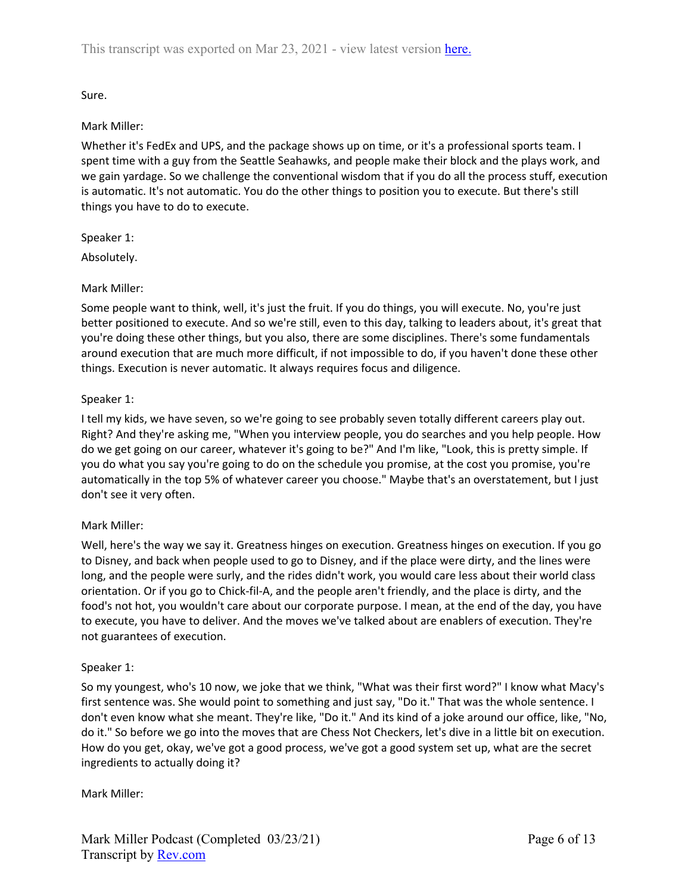Sure.

Mark Miller:

Whether it's FedEx and UPS, and the package shows up on time, or it's a professional sports team. I spent time with a guy from the Seattle Seahawks, and people make their block and the plays work, and we gain yardage. So we challenge the conventional wisdom that if you do all the process stuff, execution is automatic. It's not automatic. You do the other things to position you to execute. But there's still things you have to do to execute.

Speaker 1:

Absolutely.

Mark Miller:

Some people want to think, well, it's just the fruit. If you do things, you will execute. No, you're just better positioned to execute. And so we're still, even to this day, talking to leaders about, it's great that you're doing these other things, but you also, there are some disciplines. There's some fundamentals around execution that are much more difficult, if not impossible to do, if you haven't done these other things. Execution is never automatic. It always requires focus and diligence.

Speaker 1:

I tell my kids, we have seven, so we're going to see probably seven totally different careers play out. Right? And they're asking me, "When you interview people, you do searches and you help people. How do we get going on our career, whatever it's going to be?" And I'm like, "Look, this is pretty simple. If you do what you say you're going to do on the schedule you promise, at the cost you promise, you're automatically in the top 5% of whatever career you choose." Maybe that's an overstatement, but I just don't see it very often.

Mark Miller:

Well, here's the way we say it. Greatness hinges on execution. Greatness hinges on execution. If you go to Disney, and back when people used to go to Disney, and if the place were dirty, and the lines were long, and the people were surly, and the rides didn't work, you would care less about their world class orientation. Or if you go to Chick-fil-A, and the people aren't friendly, and the place is dirty, and the food's not hot, you wouldn't care about our corporate purpose. I mean, at the end of the day, you have to execute, you have to deliver. And the moves we've talked about are enablers of execution. They're not guarantees of execution.

Speaker 1:

So my youngest, who's 10 now, we joke that we think, "What was their first word?" I know what Macy's first sentence was. She would point to something and just say, "Do it." That was the whole sentence. I don't even know what she meant. They're like, "Do it." And its kind of a joke around our office, like, "No, do it." So before we go into the moves that are Chess Not Checkers, let's dive in a little bit on execution. How do you get, okay, we've got a good process, we've got a good system set up, what are the secret ingredients to actually doing it?

Mark Miller: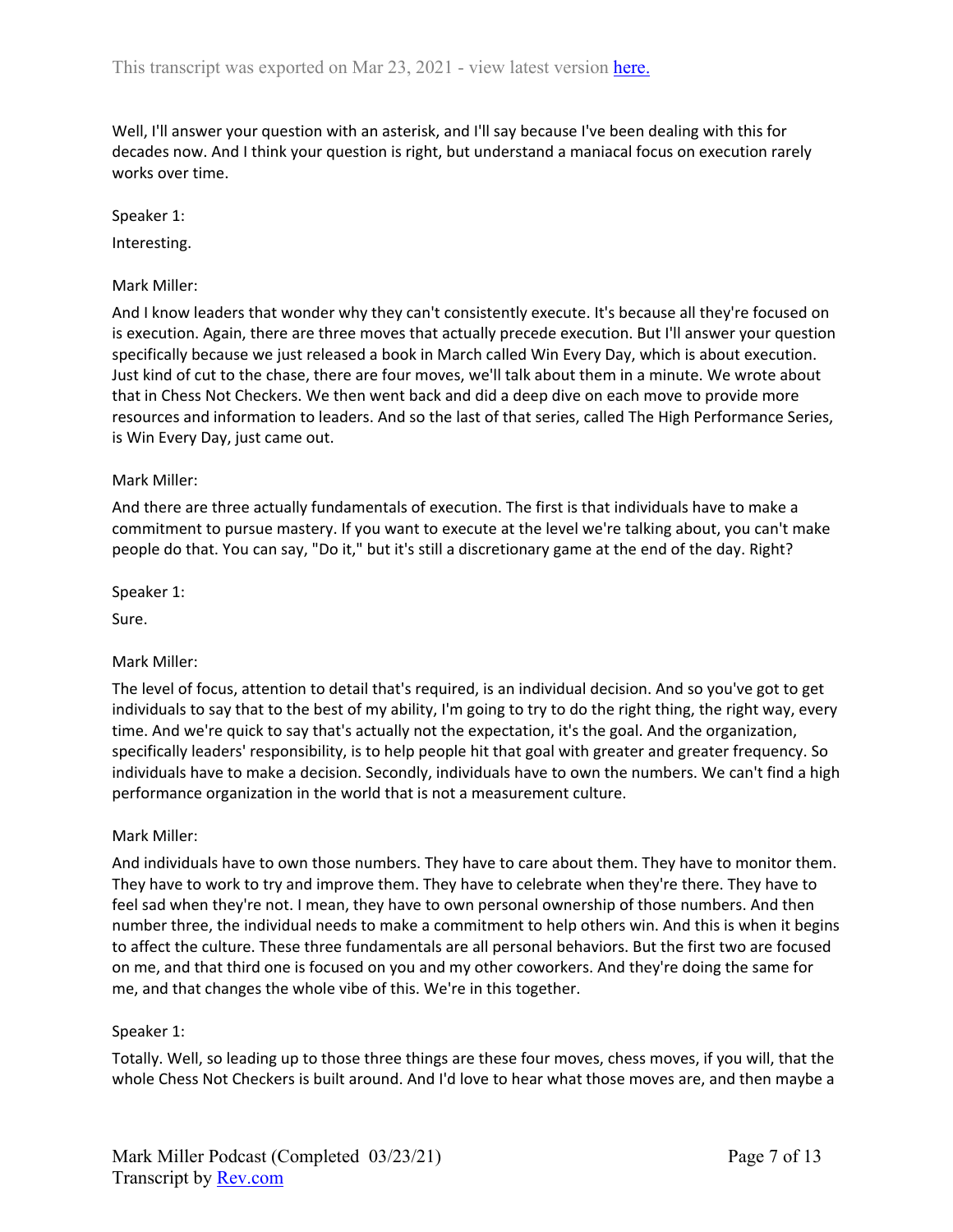Well, I'll answer your question with an asterisk, and I'll say because I've been dealing with this for decades now. And I think your question is right, but understand a maniacal focus on execution rarely works over time.

Speaker 1:

Interesting.

Mark Miller:

And I know leaders that wonder why they can't consistently execute. It's because all they're focused on is execution. Again, there are three moves that actually precede execution. But I'll answer your question specifically because we just released a book in March called Win Every Day, which is about execution. Just kind of cut to the chase, there are four moves, we'll talk about them in a minute. We wrote about that in Chess Not Checkers. We then went back and did a deep dive on each move to provide more resources and information to leaders. And so the last of that series, called The High Performance Series, is Win Every Day, just came out.

Mark Miller:

And there are three actually fundamentals of execution. The first is that individuals have to make a commitment to pursue mastery. If you want to execute at the level we're talking about, you can't make people do that. You can say, "Do it," but it's still a discretionary game at the end of the day. Right?

Speaker 1:

Sure.

Mark Miller:

The level of focus, attention to detail that's required, is an individual decision. And so you've got to get individuals to say that to the best of my ability, I'm going to try to do the right thing, the right way, every time. And we're quick to say that's actually not the expectation, it's the goal. And the organization, specifically leaders' responsibility, is to help people hit that goal with greater and greater frequency. So individuals have to make a decision. Secondly, individuals have to own the numbers. We can't find a high performance organization in the world that is not a measurement culture.

Mark Miller:

And individuals have to own those numbers. They have to care about them. They have to monitor them. They have to work to try and improve them. They have to celebrate when they're there. They have to feel sad when they're not. I mean, they have to own personal ownership of those numbers. And then number three, the individual needs to make a commitment to help others win. And this is when it begins to affect the culture. These three fundamentals are all personal behaviors. But the first two are focused on me, and that third one is focused on you and my other coworkers. And they're doing the same for me, and that changes the whole vibe of this. We're in this together.

Speaker 1:

Totally. Well, so leading up to those three things are these four moves, chess moves, if you will, that the whole Chess Not Checkers is built around. And I'd love to hear what those moves are, and then maybe a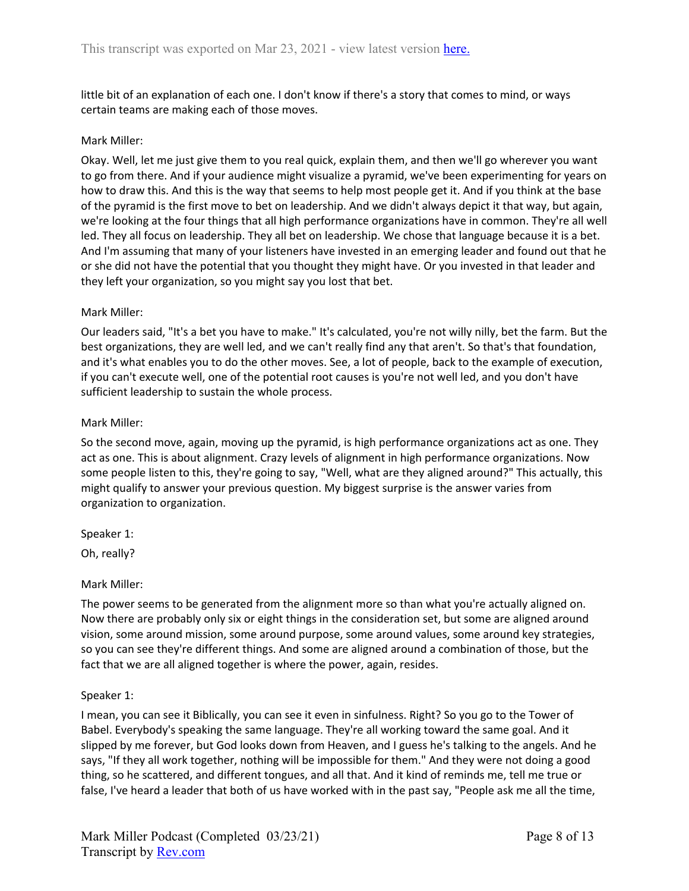little bit of an explanation of each one. I don't know if there's a story that comes to mind, or ways certain teams are making each of those moves.

Mark Miller:

Okay. Well, let me just give them to you real quick, explain them, and then we'll go wherever you want to go from there. And if your audience might visualize a pyramid, we've been experimenting for years on how to draw this. And this is the way that seems to help most people get it. And if you think at the base of the pyramid is the first move to bet on leadership. And we didn't always depict it that way, but again, we're looking at the four things that all high performance organizations have in common. They're all well led. They all focus on leadership. They all bet on leadership. We chose that language because it is a bet. And I'm assuming that many of your listeners have invested in an emerging leader and found out that he or she did not have the potential that you thought they might have. Or you invested in that leader and they left your organization, so you might say you lost that bet.

Mark Miller:

Our leaders said, "It's a bet you have to make." It's calculated, you're not willy nilly, bet the farm. But the best organizations, they are well led, and we can't really find any that aren't. So that's that foundation, and it's what enables you to do the other moves. See, a lot of people, back to the example of execution, if you can't execute well, one of the potential root causes is you're not well led, and you don't have sufficient leadership to sustain the whole process.

Mark Miller:

So the second move, again, moving up the pyramid, is high performance organizations act as one. They act as one. This is about alignment. Crazy levels of alignment in high performance organizations. Now some people listen to this, they're going to say, "Well, what are they aligned around?" This actually, this might qualify to answer your previous question. My biggest surprise is the answer varies from organization to organization.

Speaker 1:

Oh, really?

Mark Miller:

The power seems to be generated from the alignment more so than what you're actually aligned on. Now there are probably only six or eight things in the consideration set, but some are aligned around vision, some around mission, some around purpose, some around values, some around key strategies, so you can see they're different things. And some are aligned around a combination of those, but the fact that we are all aligned together is where the power, again, resides.

Speaker 1:

I mean, you can see it Biblically, you can see it even in sinfulness. Right? So you go to the Tower of Babel. Everybody's speaking the same language. They're all working toward the same goal. And it slipped by me forever, but God looks down from Heaven, and I guess he's talking to the angels. And he says, "If they all work together, nothing will be impossible for them." And they were not doing a good thing, so he scattered, and different tongues, and all that. And it kind of reminds me, tell me true or false, I've heard a leader that both of us have worked with in the past say, "People ask me all the time,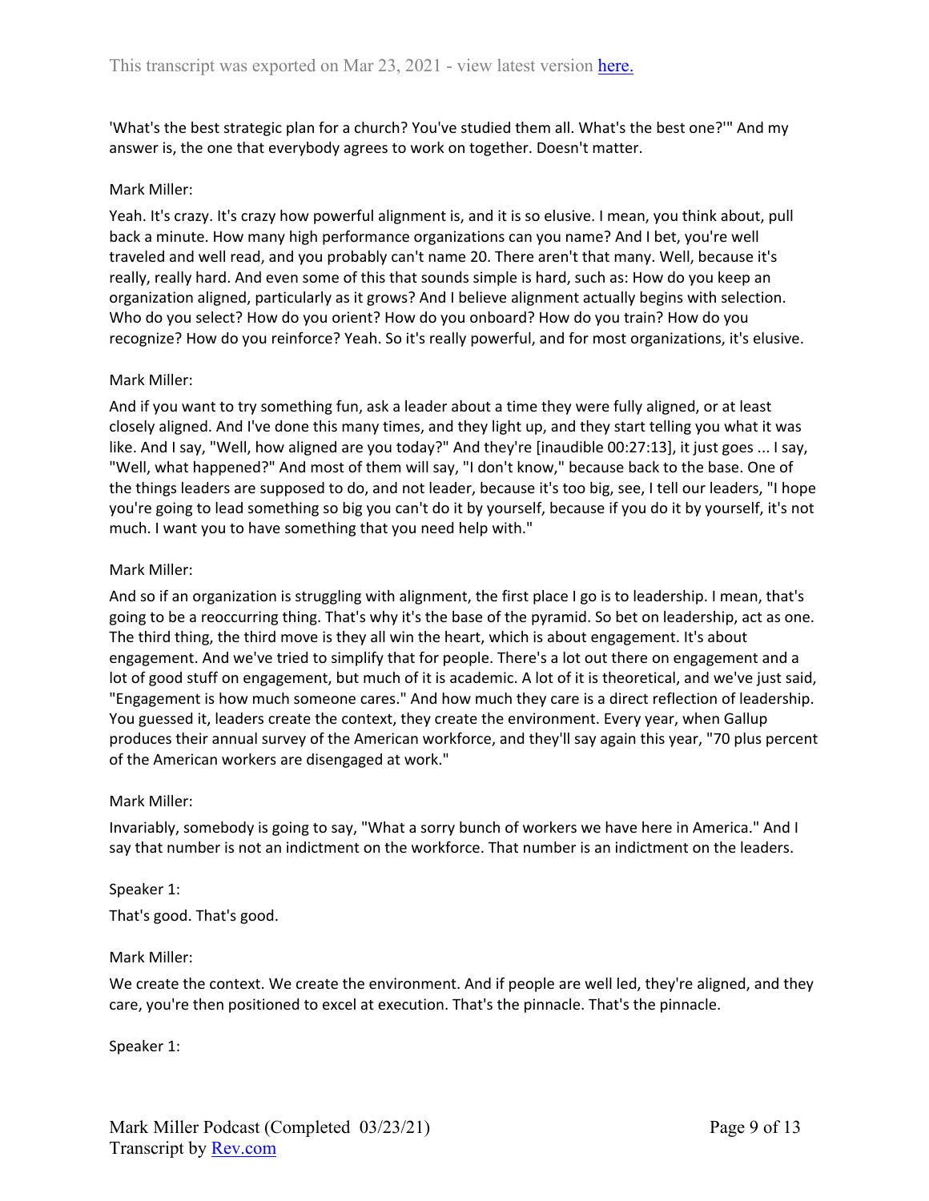'What's the best strategic plan for a church? You've studied them all. What's the best one?'" And my answer is, the one that everybody agrees to work on together. Doesn't matter.

Mark Miller:

Yeah. It's crazy. It's crazy how powerful alignment is, and it is so elusive. I mean, you think about, pull back a minute. How many high performance organizations can you name? And I bet, you're well traveled and well read, and you probably can't name 20. There aren't that many. Well, because it's really, really hard. And even some of this that sounds simple is hard, such as: How do you keep an organization aligned, particularly as it grows? And I believe alignment actually begins with selection. Who do you select? How do you orient? How do you onboard? How do you train? How do you recognize? How do you reinforce? Yeah. So it's really powerful, and for most organizations, it's elusive.

Mark Miller:

And if you want to try something fun, ask a leader about a time they were fully aligned, or at least closely aligned. And I've done this many times, and they light up, and they start telling you what it was like. And I say, "Well, how aligned are you today?" And they're [inaudible 00:27:13], it just goes ... I say, "Well, what happened?" And most of them will say, "I don't know," because back to the base. One of the things leaders are supposed to do, and not leader, because it's too big, see, I tell our leaders, "I hope you're going to lead something so big you can't do it by yourself, because if you do it by yourself, it's not much. I want you to have something that you need help with."

Mark Miller:

And so if an organization is struggling with alignment, the first place I go is to leadership. I mean, that's going to be a reoccurring thing. That's why it's the base of the pyramid. So bet on leadership, act as one. The third thing, the third move is they all win the heart, which is about engagement. It's about engagement. And we've tried to simplify that for people. There's a lot out there on engagement and a lot of good stuff on engagement, but much of it is academic. A lot of it is theoretical, and we've just said, "Engagement is how much someone cares." And how much they care is a direct reflection of leadership. You guessed it, leaders create the context, they create the environment. Every year, when Gallup produces their annual survey of the American workforce, and they'll say again this year, "70 plus percent of the American workers are disengaged at work."

Mark Miller:

Invariably, somebody is going to say, "What a sorry bunch of workers we have here in America." And I say that number is not an indictment on the workforce. That number is an indictment on the leaders.

Speaker 1:

That's good. That's good.

Mark Miller:

We create the context. We create the environment. And if people are well led, they're aligned, and they care, you're then positioned to excel at execution. That's the pinnacle. That's the pinnacle.

Speaker 1: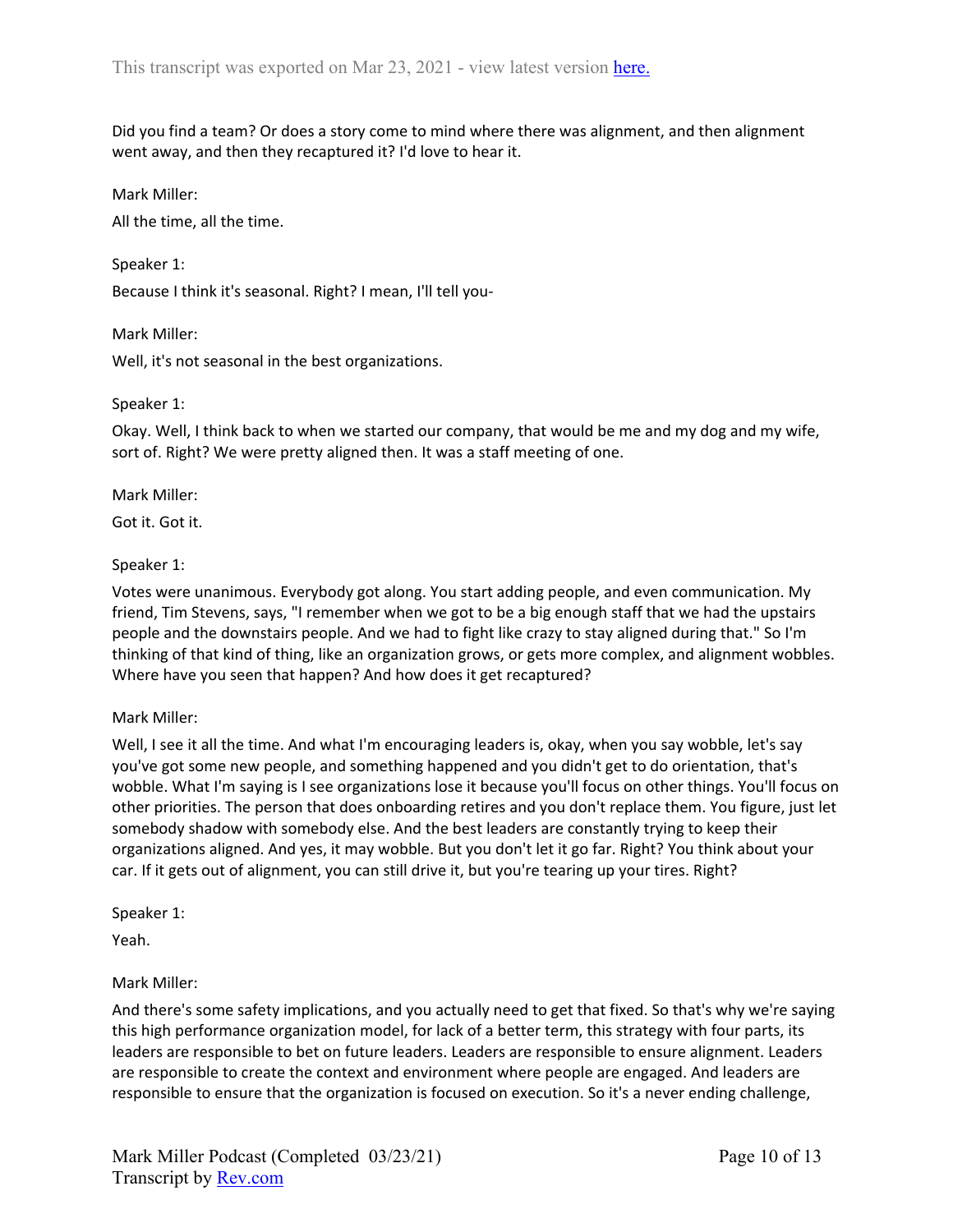Did you find a team? Or does a story come to mind where there was alignment, and then alignment went away, and then they recaptured it? I'd love to hear it.

Mark Miller:

All the time, all the time.

Speaker 1:

Because I think it's seasonal. Right? I mean, I'll tell you-

Mark Miller:

Well, it's not seasonal in the best organizations.

Speaker 1:

Okay. Well, I think back to when we started our company, that would be me and my dog and my wife, sort of. Right? We were pretty aligned then. It was a staff meeting of one.

Mark Miller:

Got it. Got it.

Speaker 1:

Votes were unanimous. Everybody got along. You start adding people, and even communication. My friend, Tim Stevens, says, "I remember when we got to be a big enough staff that we had the upstairs people and the downstairs people. And we had to fight like crazy to stay aligned during that." So I'm thinking of that kind of thing, like an organization grows, or gets more complex, and alignment wobbles. Where have you seen that happen? And how does it get recaptured?

Mark Miller:

Well, I see it all the time. And what I'm encouraging leaders is, okay, when you say wobble, let's say you've got some new people, and something happened and you didn't get to do orientation, that's wobble. What I'm saying is I see organizations lose it because you'll focus on other things. You'll focus on other priorities. The person that does onboarding retires and you don't replace them. You figure, just let somebody shadow with somebody else. And the best leaders are constantly trying to keep their organizations aligned. And yes, it may wobble. But you don't let it go far. Right? You think about your car. If it gets out of alignment, you can still drive it, but you're tearing up your tires. Right?

Speaker 1:

Yeah.

Mark Miller:

And there's some safety implications, and you actually need to get that fixed. So that's why we're saying this high performance organization model, for lack of a better term, this strategy with four parts, its leaders are responsible to bet on future leaders. Leaders are responsible to ensure alignment. Leaders are responsible to create the context and environment where people are engaged. And leaders are responsible to ensure that the organization is focused on execution. So it's a never ending challenge,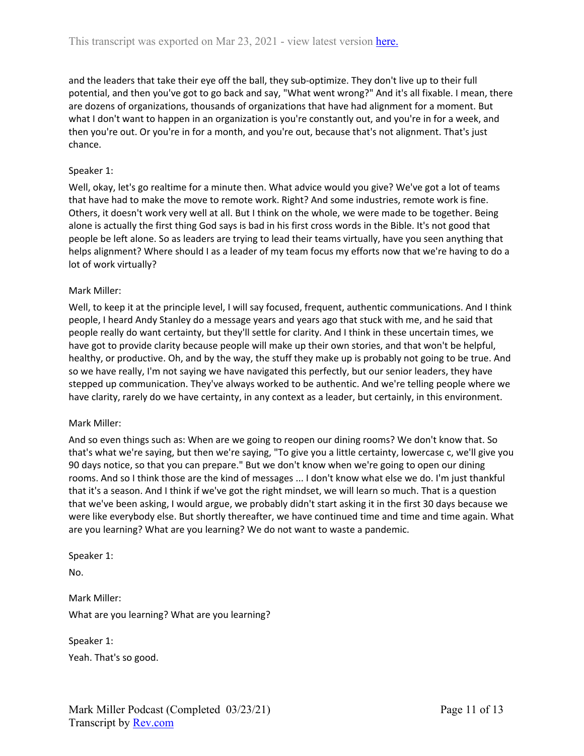and the leaders that take their eye off the ball, they sub-optimize. They don't live up to their full potential, and then you've got to go back and say, "What went wrong?" And it's all fixable. I mean, there are dozens of organizations, thousands of organizations that have had alignment for a moment. But what I don't want to happen in an organization is you're constantly out, and you're in for a week, and then you're out. Or you're in for a month, and you're out, because that's not alignment. That's just chance.

Speaker 1:

Well, okay, let's go realtime for a minute then. What advice would you give? We've got a lot of teams that have had to make the move to remote work. Right? And some industries, remote work is fine. Others, it doesn't work very well at all. But I think on the whole, we were made to be together. Being alone is actually the first thing God says is bad in his first cross words in the Bible. It's not good that people be left alone. So as leaders are trying to lead their teams virtually, have you seen anything that helps alignment? Where should I as a leader of my team focus my efforts now that we're having to do a lot of work virtually?

Mark Miller:

Well, to keep it at the principle level, I will say focused, frequent, authentic communications. And I think people, I heard Andy Stanley do a message years and years ago that stuck with me, and he said that people really do want certainty, but they'll settle for clarity. And I think in these uncertain times, we have got to provide clarity because people will make up their own stories, and that won't be helpful, healthy, or productive. Oh, and by the way, the stuff they make up is probably not going to be true. And so we have really, I'm not saying we have navigated this perfectly, but our senior leaders, they have stepped up communication. They've always worked to be authentic. And we're telling people where we have clarity, rarely do we have certainty, in any context as a leader, but certainly, in this environment.

Mark Miller:

And so even things such as: When are we going to reopen our dining rooms? We don't know that. So that's what we're saying, but then we're saying, "To give you a little certainty, lowercase c, we'll give you 90 days notice, so that you can prepare." But we don't know when we're going to open our dining rooms. And so I think those are the kind of messages ... I don't know what else we do. I'm just thankful that it's a season. And I think if we've got the right mindset, we will learn so much. That is a question that we've been asking, I would argue, we probably didn't start asking it in the first 30 days because we were like everybody else. But shortly thereafter, we have continued time and time and time again. What are you learning? What are you learning? We do not want to waste a pandemic.

Speaker 1:

No.

Mark Miller:

What are you learning? What are you learning?

Speaker 1:

Yeah. That's so good.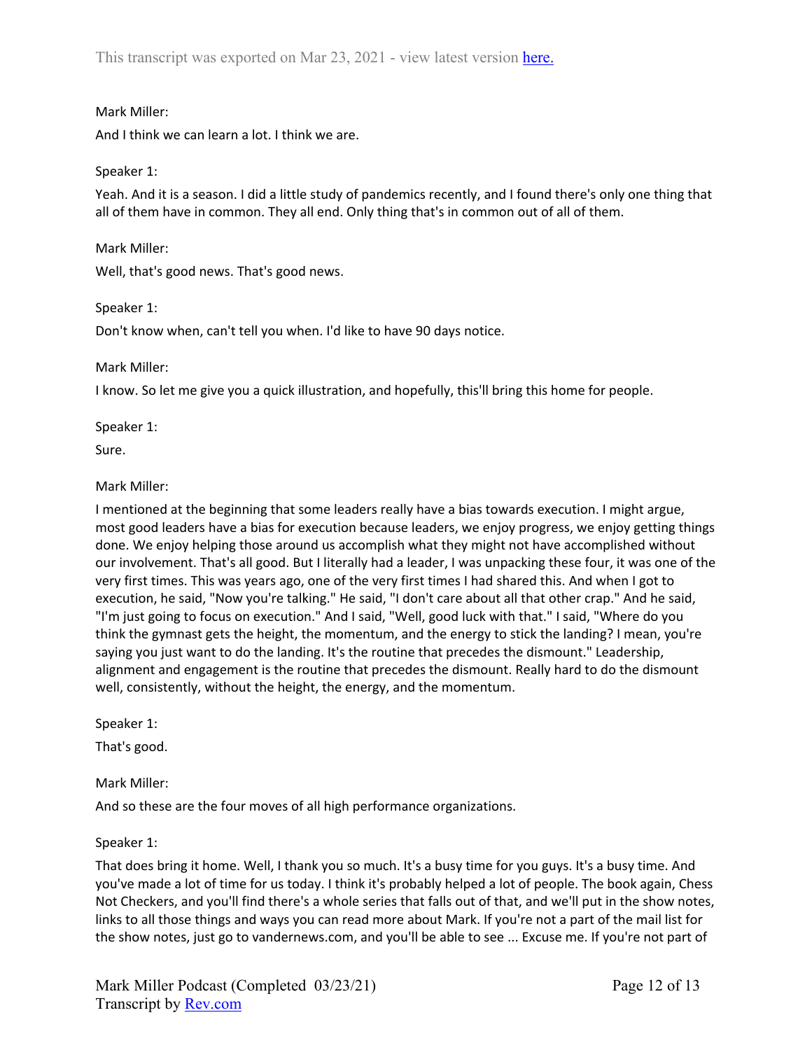Mark Miller:

And I think we can learn a lot. I think we are.

Speaker 1:

Yeah. And it is a season. I did a little study of pandemics recently, and I found there's only one thing that all of them have in common. They all end. Only thing that's in common out of all of them.

Mark Miller:

Well, that's good news. That's good news.

Speaker 1:

Don't know when, can't tell you when. I'd like to have 90 days notice.

Mark Miller:

I know. So let me give you a quick illustration, and hopefully, this'll bring this home for people.

Speaker 1:

Sure.

Mark Miller:

I mentioned at the beginning that some leaders really have a bias towards execution. I might argue, most good leaders have a bias for execution because leaders, we enjoy progress, we enjoy getting things done. We enjoy helping those around us accomplish what they might not have accomplished without our involvement. That's all good. But I literally had a leader, I was unpacking these four, it was one of the very first times. This was years ago, one of the very first times I had shared this. And when I got to execution, he said, "Now you're talking." He said, "I don't care about all that other crap." And he said, "I'm just going to focus on execution." And I said, "Well, good luck with that." I said, "Where do you think the gymnast gets the height, the momentum, and the energy to stick the landing? I mean, you're saying you just want to do the landing. It's the routine that precedes the dismount." Leadership, alignment and engagement is the routine that precedes the dismount. Really hard to do the dismount well, consistently, without the height, the energy, and the momentum.

Speaker 1:

That's good.

Mark Miller:

And so these are the four moves of all high performance organizations.

Speaker 1:

That does bring it home. Well, I thank you so much. It's a busy time for you guys. It's a busy time. And you've made a lot of time for us today. I think it's probably helped a lot of people. The book again, Chess Not Checkers, and you'll find there's a whole series that falls out of that, and we'll put in the show notes, links to all those things and ways you can read more about Mark. If you're not a part of the mail list for the show notes, just go to vandernews.com, and you'll be able to see ... Excuse me. If you're not part of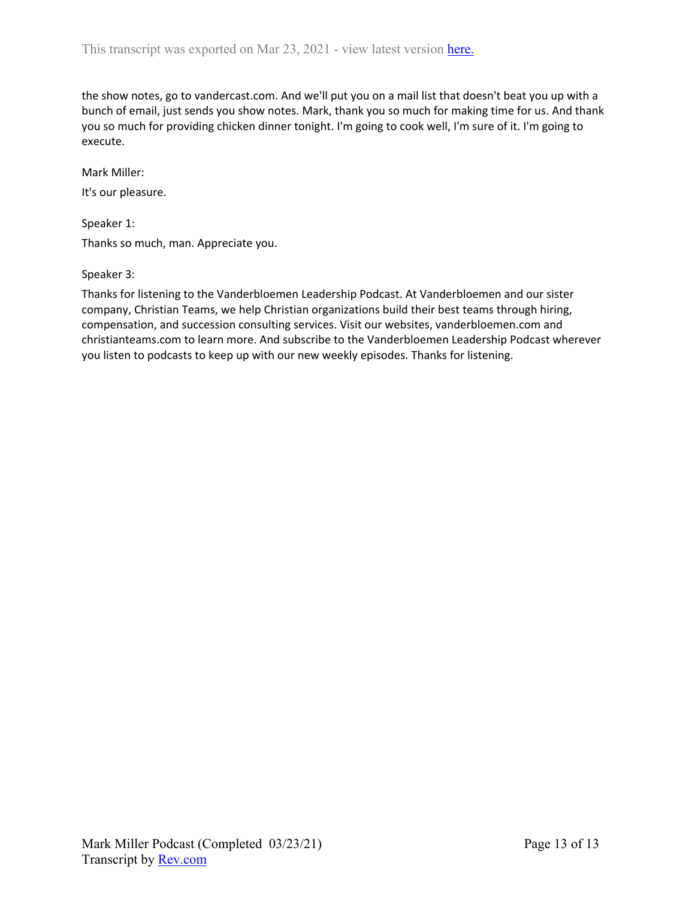the show notes, go to vandercast.com. And we'll put you on a mail list that doesn't beat you up with a bunch of email, just sends you show notes. Mark, thank you so much for making time for us. And thank you so much for providing chicken dinner tonight. I'm going to cook well, I'm sure of it. I'm going to execute.

Mark Miller:

It's our pleasure.

Speaker 1:

Thanks so much, man. Appreciate you.

Speaker 3:

Thanks for listening to the Vanderbloemen Leadership Podcast. At Vanderbloemen and our sister company, Christian Teams, we help Christian organizations build their best teams through hiring, compensation, and succession consulting services. Visit our websites, vanderbloemen.com and christianteams.com to learn more. And subscribe to the Vanderbloemen Leadership Podcast wherever you listen to podcasts to keep up with our new weekly episodes. Thanks for listening.